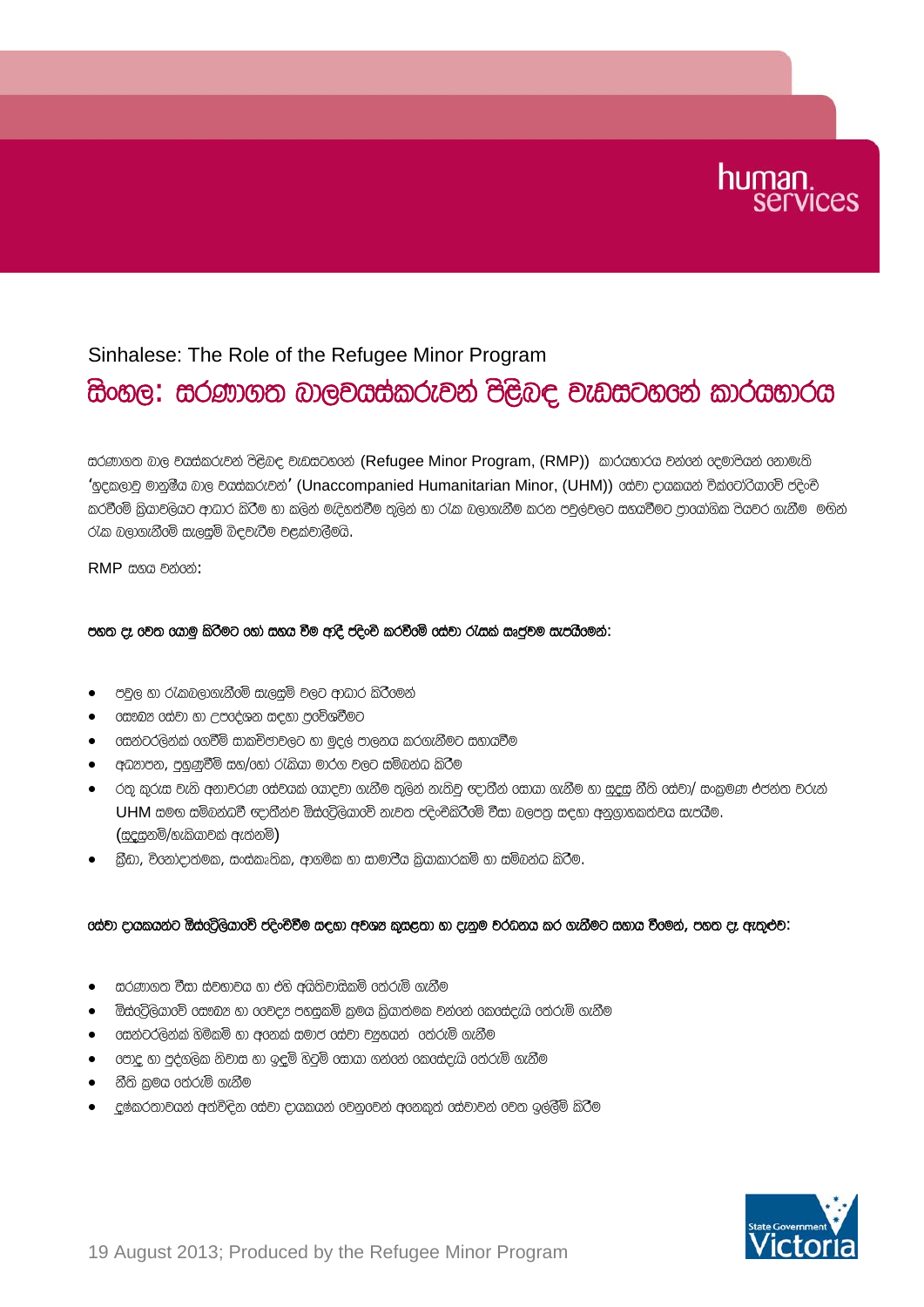Sinhalese: The Role of the Refugee Minor Program

# සිංහල: සරණාගත බාලවයස්කරුවන් පිළිබඳ වැඩසටහනේ කාර්යභාරය

සරණාගත බාල වයස්කරුවන් පිළිබඳ වැඩසටහනේ (Refugee Minor Program, (RMP)) කාර්යභාරය වන්නේ දෙමාපියන් නොමැති 'හුදකලාවූ මානුෂීය බාල වයස්කරුවන්' (Unaccompanied Humanitarian Minor, (UHM)) සේවා දායකයන් වික්ටෝරියාවේ පදිංචි කරවීමේ ක්‍රියාවලියට ආධාර කිරීම හා කලින් ඇදිහත්වීම තුලින් හා රැක බලාගැනීම කරන පවුල්වලට සහයවීමට ප්‍රායෝගික පියවර ගැනීම මගින් රැක බලාගැනීමේ සැලසුම් බිඳවැටීම වළක්වාලීමයි.

RMP සහය වන්නේ:

**පහත දෑ වෙත යොමු කිරීමට හෝ සහය වීම ආදී පදිංචි කරවීමේ සේවා රැසක් සැපුවම සැපයීමෙන්:**

- පවුල හා රැකබලාගැනීමේ සැලසුම් වලට ආධාර කිරීමෙන්
- සෞඛ්‍ය සේවා හා උපදේශන සඳහා ප්‍රවේශවීමට
- සෙන්ටර්ලින්ක් ගෙවීම් සාකච්ඡාවලට හා මුදල් පාලනය කරගැනීමට සහායවීම
- අධ්‍යාපන, පුහුණුවීම් සහ/හෝ රැකියා මාර්ග වලට සම්බන්ධ කිරීම
- රතු කුරුස වැනි අනාවරණ සේවයක් යොදවා ගැනීම තුලින් නැතිවූ ඥාතීන් සොයා ගැනීම හා සුදුසු නීති සේවා/ සංක්‍රමණ ඒජන්ත වරුන් UHM සමග සම්බන්ධවී ඥාතීන්ව ඕස්ට්‍රේලියාවේ නැවත පදිංචිකිරීමේ වීසා බලපත්‍ර සඳහා අනුග්‍රාහකත්වය සැපයීම. (සුදුසුනම්/හැකියාවක් ඇත්නම්)
- ක්‍රීඩා, විනෝදාත්මක, සංස්කෘතික, ආගමික හා සාමාජීය ක්‍රියාකාරකම් හා සම්බන්ධ කිරීම.

**සේවා දායකයන්ට ඕස්ට්‍රේලියාවේ පදිංචිවීම සඳහා අවශ්‍ය කුසළතා හා දැනුම වර්ධනය කර ගැනීමට සහාය වීමෙන්, පහත දෑ ඇතුළුව:**

- සරණාගත වීසා ස්වභාවය හා එහි අයිතිවාසිකම් තේරුම් ගැනීම
- ඕස්ට්‍රේලියාවේ සෞඛ්‍ය හා වෛද්‍ය පහසුකම් ක්‍රමය ක්‍රියාත්මක වන්නේ කෙසේදැයි තේරුම් ගැනීම
- සෙන්ටර්ලින්ක් හිමිකම් හා අනෙක් සමාජ සේවා ව්‍යුහයන් තේරුම් ගැනීම
- පොදු හා පුද්ගලික නිවාස හා ඉඳුම් හිටුම් සොයා ගන්නේ කෙසේදැයි තේරුම් ගැනීම
- නීති ක්‍රමය තේරුම් ගැනීම
- දුෂ්කරතාවයන් අත්විඳින සේවා දායකයන් වෙනුවෙන් අනෙකුත් සේවාවන් වෙත ඉල්ලීම් කිරීම

19 August 2013; Produced by the Refugee Minor Program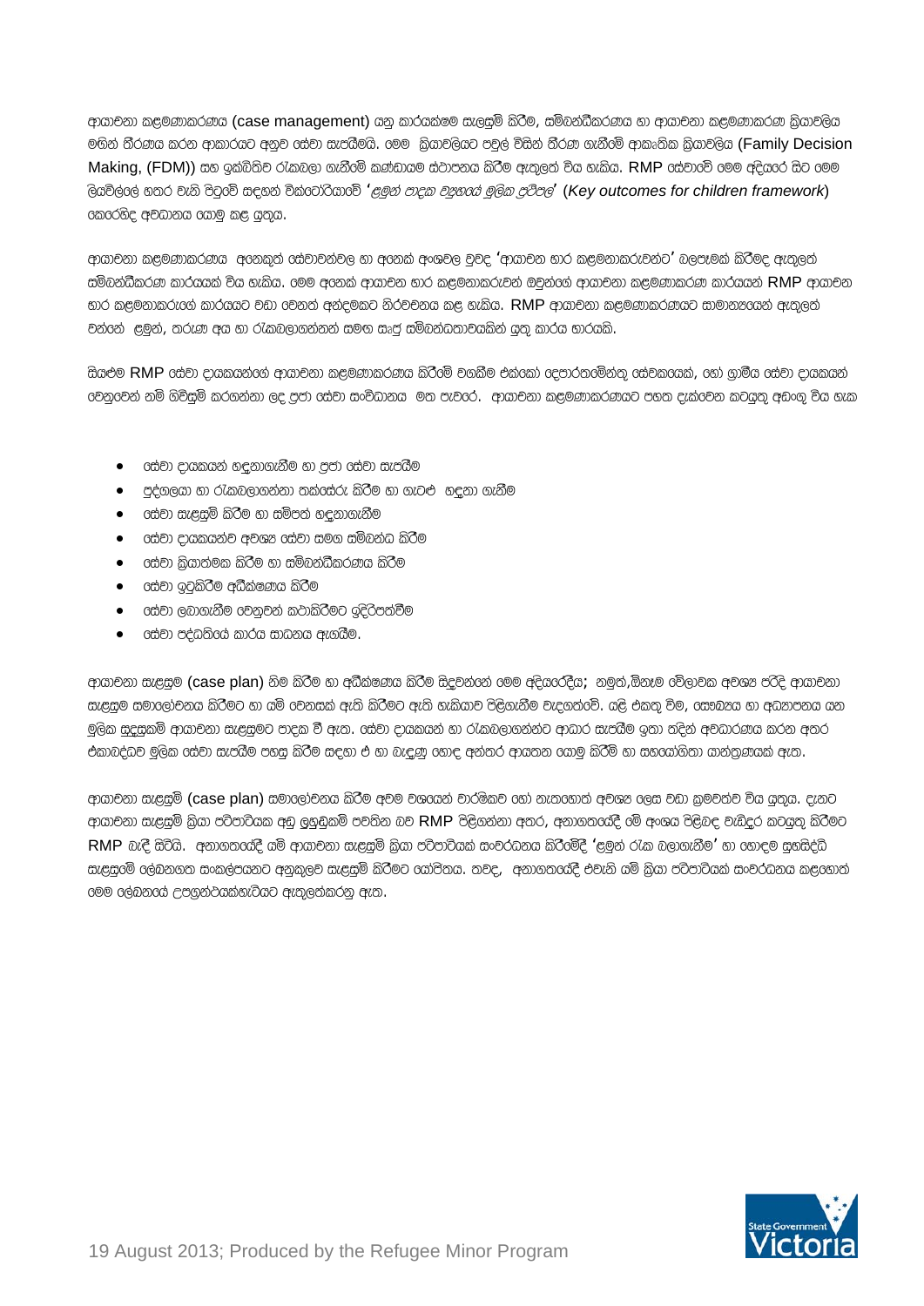ආයාචනා කළමණාකරණය (case management) යනු කාර්යක්ෂම සැලසුම් කිරීම, සම්බන්ධීකරණය හා ආයාචනා කළමණාකරණ ක්‍රියාවලිය මඟින් තීරණය කරන ආකාරයට අනුව සේවා සැපයීමයි. මෙම ක්‍රියාවලියට පවුල් විසින් තීරණ ගැනීමේ ආකෘතික ක්‍රියාවලිය (Family Decision Making, (FDM)) සහ ඉක්බිතිව රැකබලා ගැනීමේ කණ්ඩායම ස්ථාපනය කිරීම ඇතුලත් විය හැකිය. RMP සේවාවේ මෙම අදියරේ සිට මෙම ලියවිල්ලේ ගතර වැනි පිටුවේ සඳහන් වික්ටෝරියාවේ '*ළමුන් පාදක වසුහයේ මූලික ප්‍රථිපල*' (*Key outcomes for children framework*) කෙරෙහිද අවධානය යොමු කළ යුතුය.

ආයාචනා කළමණාකරණය අනෙකුත් සේවාවන්වල හා අනෙක් අංශවල වුවද 'ආයාචන භාර කළමනාකරුවන්ට' බලපෑමක් කිරීමද ඇතුලත් සම්බන්ධීකරණ කාර්යයක් විය හැකිය. මෙම අනෙක් ආයාචන භාර කළමනාකරුවන් ඔවුන්ගේ ආයාචනා කළමණාකරණ කාර්යයන් RMP ආයාචන භාර කළමනාකරුගේ කාර්යයට වඩා වෙනත් අන්දමකට නිර්වචනය කළ හැකිය. RMP ආයාචනා කළමණාකරණයට සාමාන්‍යයෙන් ඇතුලත් වන්නේ ළමුන්, තරුණ අය හා රැකබලාගන්නන් සමඟ සෘජු සම්බන්ධතාවයකින් යුතු කාර්ය භාරයකි.

සියළුම RMP සේවා දායකයන්ගේ ආයාචනා කළමණාකරණය කිරීමේ වගකීම එක්කෝ දෙපාර්තමේන්තු සේවකයෙක්, හෝ ග්‍රාමීය සේවා දායකයන් වෙනුවෙන් නම් ගිවිසුම් කරගන්නා ලද ප්‍රජා සේවා සංවිධානය මත පැවරේ. ආයාචනා කළමණාකරණයට පහත දැක්වෙන කටයුතු අඩංගු විය හැක

- සේවා දායකයන් හඳුනාගැනීම හා ප්‍රජා සේවා සැපයීම
- පුද්ගලයා හා රැකබලාගන්නා තක්සේරු කිරීම හා ගැටළු හඳුනා ගැනීම
- සේවා සැළසුම් කිරීම හා සම්පත් හඳුනාගැනීම
- සේවා දායකයන්ව අවශ්‍ය සේවා සමග සම්බන්ධ කිරීම
- සේවා ක්‍රියාත්මක කිරීම හා සම්බන්ධීකරණය කිරීම
- සේවා ඉටුකිරීම අධීක්ෂණය කිරීම
- සේවා ලබාගැනීම වෙනුවෙන් කථාකිරීමට ඉදිරිපත්වීම
- සේවා පද්ධතියේ කාර්ය සාධනය ඇගයීම.

ආයාචනා සැළසුම (case plan) නිම කිරීම හා අධීක්ෂණය කිරීම සිදුවන්නේ මෙම අදියරේදීය; නමුත්,ඕනෑම වේලාවක අවශ්‍ය පරිදි ආයාචනා සැළසුම සමාලෝචනය කිරීමට හා යම් වෙනසක් ඇති කිරීමට ඇති හැකියාව පිළිගැනීම වැදගත්වේ. යළි එකතු වීම, සෞඛ්‍යය හා අධ්‍යාපනය යන මූලික සුදුසුකම් ආයාචනා සැළසුමට පාදක වී ඇත. සේවා දායකයන් හා රැකබලාගන්නන්ට ආධාර සැපයීම ඉතා තදින් අවධාරණය කරන අතර ඒකාබද්ධව මූලික සේවා සැපයීම පහසු කිරීම සඳහා ඒ හා බැඳුණු හොඳ අන්තර ආයතන යොමු කිරීම් හා සහයෝගිතා යාන්ත්‍රණයක් ඇත.

ආයාචනා සැළසුම් (case plan) සමාලෝචනය කිරීම අවම වශයෙන් වාර්ෂිකව හෝ නැතහොත් අවශ්‍ය ලෙස වඩා ක්‍රමවත්ව විය යුතුය. දැනට ආයාචනා සැළසුම් ක්‍රියා පටිපාටියක අඩු ලුහුඬුකම් පවතින බව RMP පිළිගන්නා අතර, අනාගතයේදී මේ අංශය පිළිබඳ වැඩිදුර කටයුතු කිරීමට RMP බැඳී සිටියි. අනාගතයේදී යම් ආයාචනා සැළසුම් ක්‍රියා පටිපාටියක් සංවර්ධනය කිරීමේදී 'ළමුන් රැක බලාගැනීම' හා හොඳම සුභසිද්ධි සැළසුමේ ලේඛනගත සංකල්පයනට අනුකූලව සැළසුම් කිරීමට යෝජිතය. තවද, අනාගතයේදී එවැනි යම් ක්‍රියා පටිපාටියක් සංවර්ධනය කළහොත් මෙම ලේඛනයේ උපග්‍රන්ථයක්හැටියට ඇතුලත්කරනු ඇත.